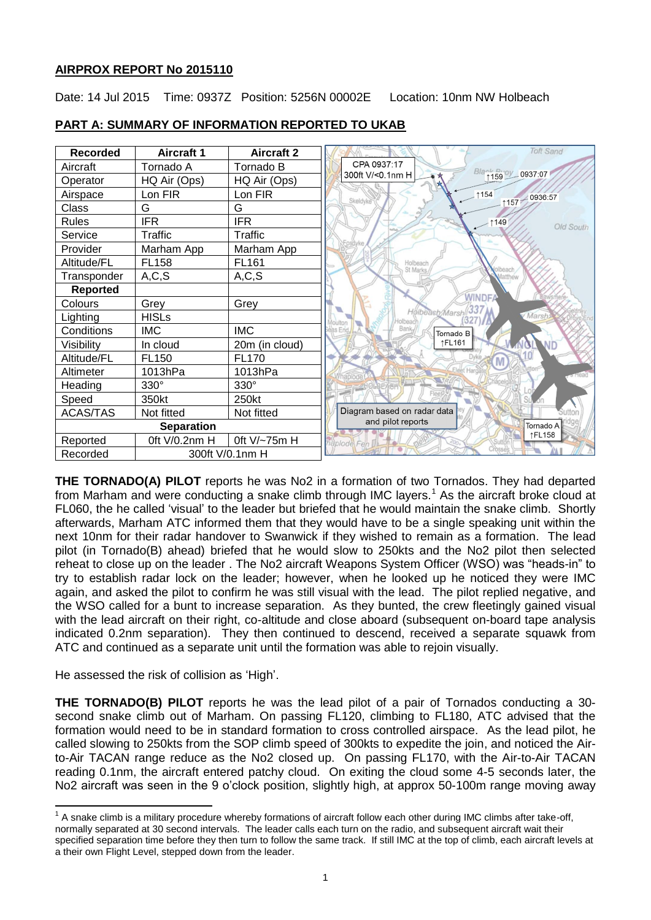## AIRPROX REPORT No 2015110

Date: 14 Jul 2015 Time: 0937Z Position: 5256N 00002E Location: 10nm NW Holbeach

## PART A: SUMMARY OF INFORMATION REPORTED TO UKAB

| Recorded | Aircraft 1 | Aircraft 2 |
|---|---|---|
| Aircraft | Tornado A | Tornado B |
| Operator | HQ Air (Ops) | HQ Air (Ops) |
| Airspace | Lon FIR | Lon FIR |
| Class | G | G |
| Rules | IFR | IFR |
| Service | Traffic | Traffic |
| Provider | Marham App | Marham App |
| Altitude/FL | FL158 | FL161 |
| Transponder | A,C,S | A,C,S |
| **Reported** | | |
| Colours | Grey | Grey |
| Lighting | HISLs | |
| Conditions | IMC | IMC |
| Visibility | In cloud | 20m (in cloud) |
| Altitude/FL | FL150 | FL170 |
| Altimeter | 1013hPa | 1013hPa |
| Heading | 330° | 330° |
| Speed | 350kt | 250kt |
| ACAS/TAS | Not fitted | Not fitted |
| **Separation** | | |
| Reported | 0ft V/0.2nm H | 0ft V/~75m H |
| Recorded | 300ft V/0.1nm H | |

CPA 0937:17 300ft V/<0.1nm H

Diagram based on radar data and pilot reports

**THE TORNADO(A) PILOT** reports he was No2 in a formation of two Tornados. They had departed from Marham and were conducting a snake climb through IMC layers.[1] As the aircraft broke cloud at FL060, the he called 'visual' to the leader but briefed that he would maintain the snake climb. Shortly afterwards, Marham ATC informed them that they would have to be a single speaking unit within the next 10nm for their radar handover to Swanwick if they wished to remain as a formation. The lead pilot (in Tornado(B) ahead) briefed that he would slow to 250kts and the No2 pilot then selected reheat to close up on the leader . The No2 aircraft Weapons System Officer (WSO) was "heads-in" to try to establish radar lock on the leader; however, when he looked up he noticed they were IMC again, and asked the pilot to confirm he was still visual with the lead. The pilot replied negative, and the WSO called for a bunt to increase separation. As they bunted, the crew fleetingly gained visual with the lead aircraft on their right, co-altitude and close aboard (subsequent on-board tape analysis indicated 0.2nm separation). They then continued to descend, received a separate squawk from ATC and continued as a separate unit until the formation was able to rejoin visually.

He assessed the risk of collision as 'High'.

**THE TORNADO(B) PILOT** reports he was the lead pilot of a pair of Tornados conducting a 30-second snake climb out of Marham. On passing FL120, climbing to FL180, ATC advised that the formation would need to be in standard formation to cross controlled airspace. As the lead pilot, he called slowing to 250kts from the SOP climb speed of 300kts to expedite the join, and noticed the Air-to-Air TACAN range reduce as the No2 closed up. On passing FL170, with the Air-to-Air TACAN reading 0.1nm, the aircraft entered patchy cloud. On exiting the cloud some 4-5 seconds later, the No2 aircraft was seen in the 9 o'clock position, slightly high, at approx 50-100m range moving away

[1] A snake climb is a military procedure whereby formations of aircraft follow each other during IMC climbs after take-off, normally separated at 30 second intervals. The leader calls each turn on the radio, and subsequent aircraft wait their specified separation time before they then turn to follow the same track. If still IMC at the top of climb, each aircraft levels at a their own Flight Level, stepped down from the leader.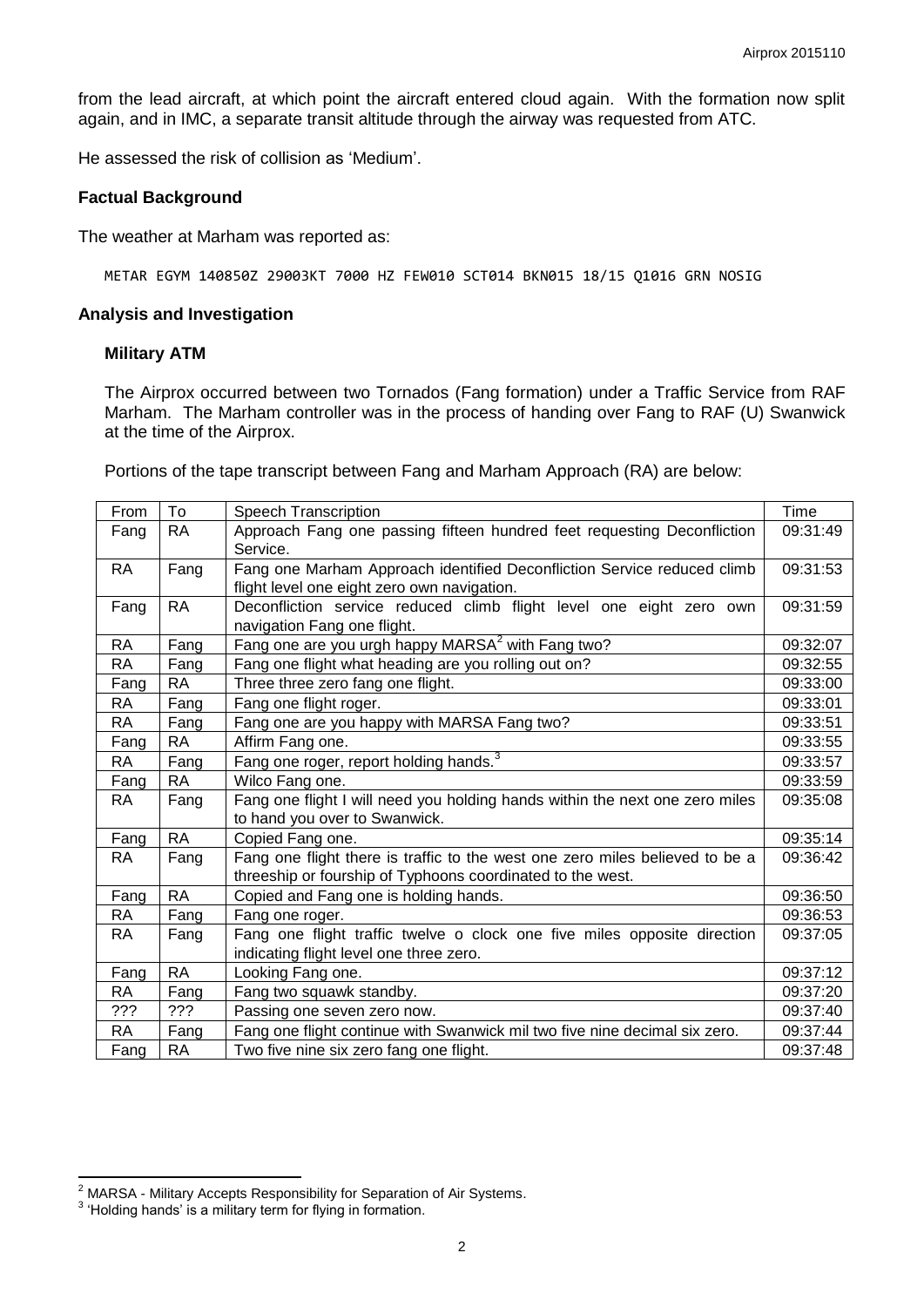from the lead aircraft, at which point the aircraft entered cloud again. With the formation now split again, and in IMC, a separate transit altitude through the airway was requested from ATC.

He assessed the risk of collision as 'Medium'.

### Factual Background

The weather at Marham was reported as:

```
METAR EGYM 140850Z 29003KT 7000 HZ FEW010 SCT014 BKN015 18/15 Q1016 GRN NOSIG
```

### Analysis and Investigation

#### Military ATM

The Airprox occurred between two Tornados (Fang formation) under a Traffic Service from RAF Marham. The Marham controller was in the process of handing over Fang to RAF (U) Swanwick at the time of the Airprox.

Portions of the tape transcript between Fang and Marham Approach (RA) are below:

| From | To | Speech Transcription | Time |
|---|---|---|---|
| Fang | RA | Approach Fang one passing fifteen hundred feet requesting Deconfliction Service. | 09:31:49 |
| RA | Fang | Fang one Marham Approach identified Deconfliction Service reduced climb flight level one eight zero own navigation. | 09:31:53 |
| Fang | RA | Deconfliction service reduced climb flight level one eight zero own navigation Fang one flight. | 09:31:59 |
| RA | Fang | Fang one are you urgh happy MARSA[2] with Fang two? | 09:32:07 |
| RA | Fang | Fang one flight what heading are you rolling out on? | 09:32:55 |
| Fang | RA | Three three zero fang one flight. | 09:33:00 |
| RA | Fang | Fang one flight roger. | 09:33:01 |
| RA | Fang | Fang one are you happy with MARSA Fang two? | 09:33:51 |
| Fang | RA | Affirm Fang one. | 09:33:55 |
| RA | Fang | Fang one roger, report holding hands.[3] | 09:33:57 |
| Fang | RA | Wilco Fang one. | 09:33:59 |
| RA | Fang | Fang one flight I will need you holding hands within the next one zero miles to hand you over to Swanwick. | 09:35:08 |
| Fang | RA | Copied Fang one. | 09:35:14 |
| RA | Fang | Fang one flight there is traffic to the west one zero miles believed to be a threeship or fourship of Typhoons coordinated to the west. | 09:36:42 |
| Fang | RA | Copied and Fang one is holding hands. | 09:36:50 |
| RA | Fang | Fang one roger. | 09:36:53 |
| RA | Fang | Fang one flight traffic twelve o clock one five miles opposite direction indicating flight level one three zero. | 09:37:05 |
| Fang | RA | Looking Fang one. | 09:37:12 |
| RA | Fang | Fang two squawk standby. | 09:37:20 |
| ??? | ??? | Passing one seven zero now. | 09:37:40 |
| RA | Fang | Fang one flight continue with Swanwick mil two five nine decimal six zero. | 09:37:44 |
| Fang | RA | Two five nine six zero fang one flight. | 09:37:48 |

[2] MARSA - Military Accepts Responsibility for Separation of Air Systems.

[3] 'Holding hands' is a military term for flying in formation.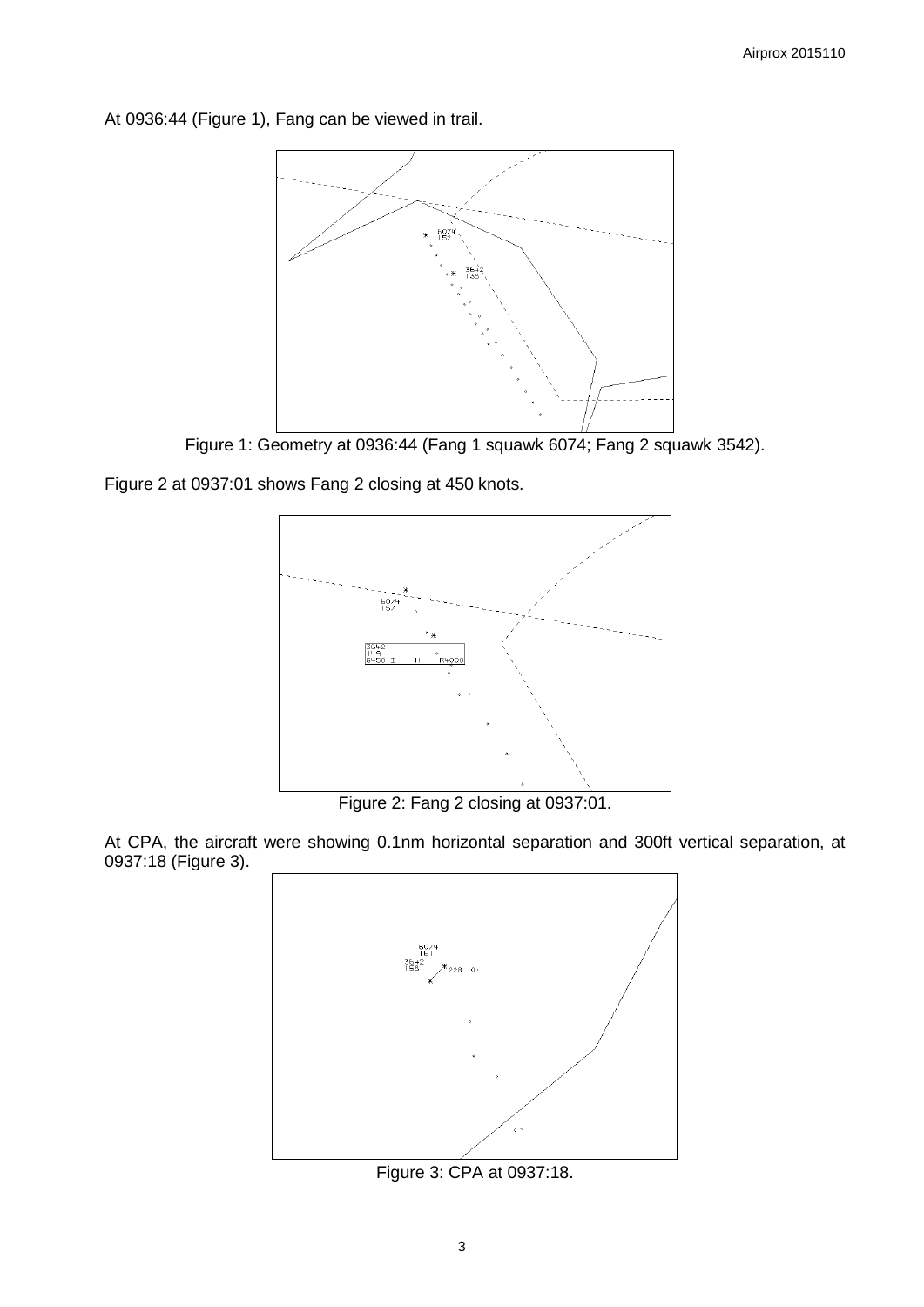At 0936:44 (Figure 1), Fang can be viewed in trail.

Figure 1: Geometry at 0936:44 (Fang 1 squawk 6074; Fang 2 squawk 3542).

Figure 2 at 0937:01 shows Fang 2 closing at 450 knots.

Figure 2: Fang 2 closing at 0937:01.

At CPA, the aircraft were showing 0.1nm horizontal separation and 300ft vertical separation, at 0937:18 (Figure 3).

Figure 3: CPA at 0937:18.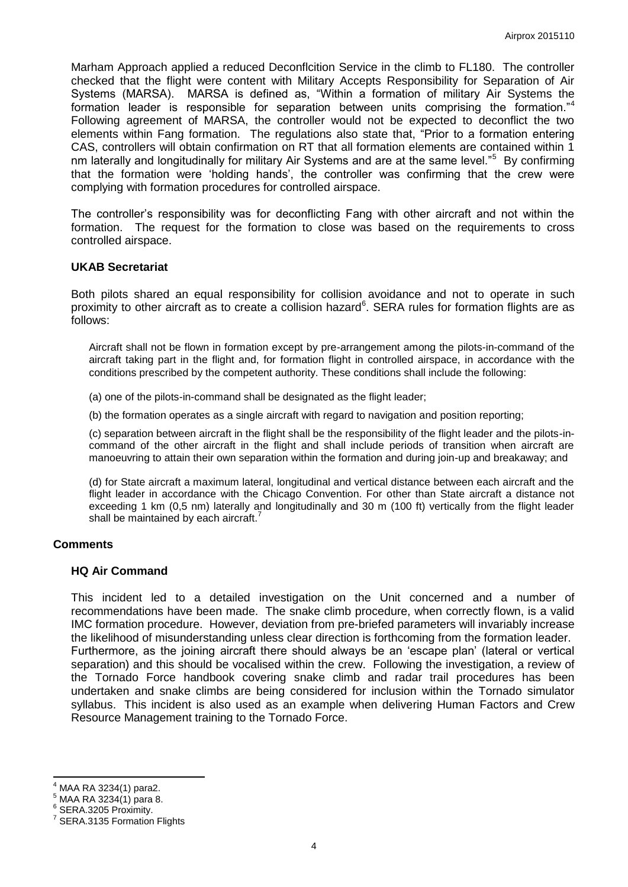Marham Approach applied a reduced Deconflcition Service in the climb to FL180. The controller checked that the flight were content with Military Accepts Responsibility for Separation of Air Systems (MARSA). MARSA is defined as, "Within a formation of military Air Systems the formation leader is responsible for separation between units comprising the formation."[4] Following agreement of MARSA, the controller would not be expected to deconflict the two elements within Fang formation. The regulations also state that, "Prior to a formation entering CAS, controllers will obtain confirmation on RT that all formation elements are contained within 1 nm laterally and longitudinally for military Air Systems and are at the same level."[5] By confirming that the formation were 'holding hands', the controller was confirming that the crew were complying with formation procedures for controlled airspace.

The controller's responsibility was for deconflicting Fang with other aircraft and not within the formation. The request for the formation to close was based on the requirements to cross controlled airspace.

### UKAB Secretariat

Both pilots shared an equal responsibility for collision avoidance and not to operate in such proximity to other aircraft as to create a collision hazard[6]. SERA rules for formation flights are as follows:

> Aircraft shall not be flown in formation except by pre-arrangement among the pilots-in-command of the aircraft taking part in the flight and, for formation flight in controlled airspace, in accordance with the conditions prescribed by the competent authority. These conditions shall include the following:
>
> (a) one of the pilots-in-command shall be designated as the flight leader;
>
> (b) the formation operates as a single aircraft with regard to navigation and position reporting;
>
> (c) separation between aircraft in the flight shall be the responsibility of the flight leader and the pilots-in-command of the other aircraft in the flight and shall include periods of transition when aircraft are manoeuvring to attain their own separation within the formation and during join-up and breakaway; and
>
> (d) for State aircraft a maximum lateral, longitudinal and vertical distance between each aircraft and the flight leader in accordance with the Chicago Convention. For other than State aircraft a distance not exceeding 1 km (0,5 nm) laterally and longitudinally and 30 m (100 ft) vertically from the flight leader shall be maintained by each aircraft.[7]

## Comments

### HQ Air Command

This incident led to a detailed investigation on the Unit concerned and a number of recommendations have been made. The snake climb procedure, when correctly flown, is a valid IMC formation procedure. However, deviation from pre-briefed parameters will invariably increase the likelihood of misunderstanding unless clear direction is forthcoming from the formation leader. Furthermore, as the joining aircraft there should always be an 'escape plan' (lateral or vertical separation) and this should be vocalised within the crew. Following the investigation, a review of the Tornado Force handbook covering snake climb and radar trail procedures has been undertaken and snake climbs are being considered for inclusion within the Tornado simulator syllabus. This incident is also used as an example when delivering Human Factors and Crew Resource Management training to the Tornado Force.

---

[4] MAA RA 3234(1) para2.

[5] MAA RA 3234(1) para 8.

[6] SERA.3205 Proximity.

[7] SERA.3135 Formation Flights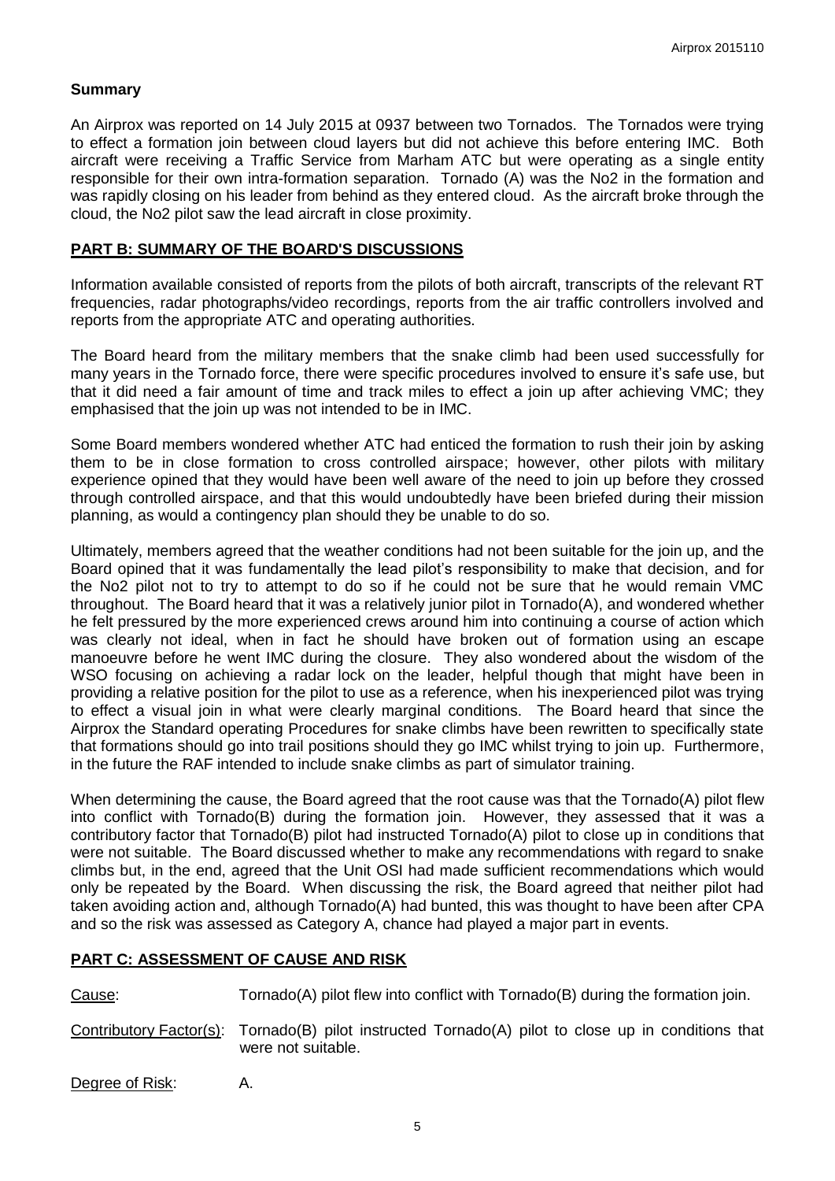## Summary

An Airprox was reported on 14 July 2015 at 0937 between two Tornados. The Tornados were trying to effect a formation join between cloud layers but did not achieve this before entering IMC. Both aircraft were receiving a Traffic Service from Marham ATC but were operating as a single entity responsible for their own intra-formation separation. Tornado (A) was the No2 in the formation and was rapidly closing on his leader from behind as they entered cloud. As the aircraft broke through the cloud, the No2 pilot saw the lead aircraft in close proximity.

## PART B: SUMMARY OF THE BOARD'S DISCUSSIONS

Information available consisted of reports from the pilots of both aircraft, transcripts of the relevant RT frequencies, radar photographs/video recordings, reports from the air traffic controllers involved and reports from the appropriate ATC and operating authorities.

The Board heard from the military members that the snake climb had been used successfully for many years in the Tornado force, there were specific procedures involved to ensure it's safe use, but that it did need a fair amount of time and track miles to effect a join up after achieving VMC; they emphasised that the join up was not intended to be in IMC.

Some Board members wondered whether ATC had enticed the formation to rush their join by asking them to be in close formation to cross controlled airspace; however, other pilots with military experience opined that they would have been well aware of the need to join up before they crossed through controlled airspace, and that this would undoubtedly have been briefed during their mission planning, as would a contingency plan should they be unable to do so.

Ultimately, members agreed that the weather conditions had not been suitable for the join up, and the Board opined that it was fundamentally the lead pilot's responsibility to make that decision, and for the No2 pilot not to try to attempt to do so if he could not be sure that he would remain VMC throughout. The Board heard that it was a relatively junior pilot in Tornado(A), and wondered whether he felt pressured by the more experienced crews around him into continuing a course of action which was clearly not ideal, when in fact he should have broken out of formation using an escape manoeuvre before he went IMC during the closure. They also wondered about the wisdom of the WSO focusing on achieving a radar lock on the leader, helpful though that might have been in providing a relative position for the pilot to use as a reference, when his inexperienced pilot was trying to effect a visual join in what were clearly marginal conditions. The Board heard that since the Airprox the Standard operating Procedures for snake climbs have been rewritten to specifically state that formations should go into trail positions should they go IMC whilst trying to join up. Furthermore, in the future the RAF intended to include snake climbs as part of simulator training.

When determining the cause, the Board agreed that the root cause was that the Tornado(A) pilot flew into conflict with Tornado(B) during the formation join. However, they assessed that it was a contributory factor that Tornado(B) pilot had instructed Tornado(A) pilot to close up in conditions that were not suitable. The Board discussed whether to make any recommendations with regard to snake climbs but, in the end, agreed that the Unit OSI had made sufficient recommendations which would only be repeated by the Board. When discussing the risk, the Board agreed that neither pilot had taken avoiding action and, although Tornado(A) had bunted, this was thought to have been after CPA and so the risk was assessed as Category A, chance had played a major part in events.

## PART C: ASSESSMENT OF CAUSE AND RISK

| | |
|---|---|
| Cause: | Tornado(A) pilot flew into conflict with Tornado(B) during the formation join. |
| Contributory Factor(s): | Tornado(B) pilot instructed Tornado(A) pilot to close up in conditions that were not suitable. |
| Degree of Risk: | A. |